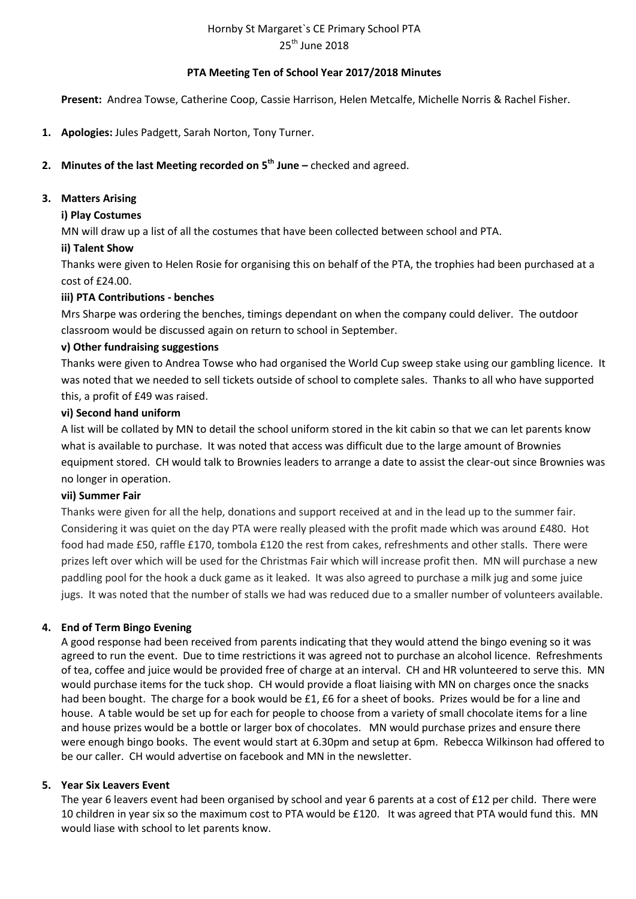Hornby St Margaret`s CE Primary School PTA
25th June 2018

**PTA Meeting Ten of School Year 2017/2018 Minutes**

**Present:** Andrea Towse, Catherine Coop, Cassie Harrison, Helen Metcalfe, Michelle Norris & Rachel Fisher.

1. **Apologies:** Jules Padgett, Sarah Norton, Tony Turner.

2. **Minutes of the last Meeting recorded on 5th June –** checked and agreed.

3. **Matters Arising**

   **i) Play Costumes**

   MN will draw up a list of all the costumes that have been collected between school and PTA.

   **ii) Talent Show**

   Thanks were given to Helen Rosie for organising this on behalf of the PTA, the trophies had been purchased at a cost of £24.00.

   **iii) PTA Contributions - benches**

   Mrs Sharpe was ordering the benches, timings dependant on when the company could deliver. The outdoor classroom would be discussed again on return to school in September.

   **v) Other fundraising suggestions**

   Thanks were given to Andrea Towse who had organised the World Cup sweep stake using our gambling licence. It was noted that we needed to sell tickets outside of school to complete sales. Thanks to all who have supported this, a profit of £49 was raised.

   **vi) Second hand uniform**

   A list will be collated by MN to detail the school uniform stored in the kit cabin so that we can let parents know what is available to purchase. It was noted that access was difficult due to the large amount of Brownies equipment stored. CH would talk to Brownies leaders to arrange a date to assist the clear-out since Brownies was no longer in operation.

   **vii) Summer Fair**

   Thanks were given for all the help, donations and support received at and in the lead up to the summer fair. Considering it was quiet on the day PTA were really pleased with the profit made which was around £480. Hot food had made £50, raffle £170, tombola £120 the rest from cakes, refreshments and other stalls. There were prizes left over which will be used for the Christmas Fair which will increase profit then. MN will purchase a new paddling pool for the hook a duck game as it leaked. It was also agreed to purchase a milk jug and some juice jugs. It was noted that the number of stalls we had was reduced due to a smaller number of volunteers available.

4. **End of Term Bingo Evening**

   A good response had been received from parents indicating that they would attend the bingo evening so it was agreed to run the event. Due to time restrictions it was agreed not to purchase an alcohol licence. Refreshments of tea, coffee and juice would be provided free of charge at an interval. CH and HR volunteered to serve this. MN would purchase items for the tuck shop. CH would provide a float liaising with MN on charges once the snacks had been bought. The charge for a book would be £1, £6 for a sheet of books. Prizes would be for a line and house. A table would be set up for each for people to choose from a variety of small chocolate items for a line and house prizes would be a bottle or larger box of chocolates. MN would purchase prizes and ensure there were enough bingo books. The event would start at 6.30pm and setup at 6pm. Rebecca Wilkinson had offered to be our caller. CH would advertise on facebook and MN in the newsletter.

5. **Year Six Leavers Event**

   The year 6 leavers event had been organised by school and year 6 parents at a cost of £12 per child. There were 10 children in year six so the maximum cost to PTA would be £120. It was agreed that PTA would fund this. MN would liase with school to let parents know.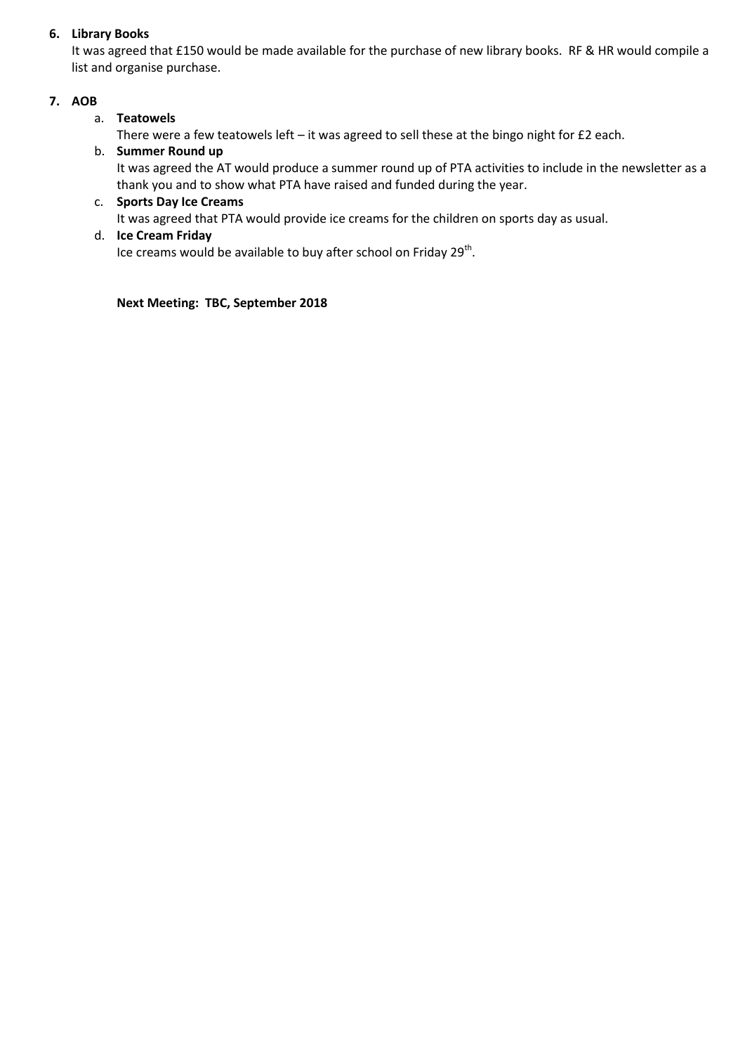6. **Library Books**

   It was agreed that £150 would be made available for the purchase of new library books. RF & HR would compile a list and organise purchase.

7. **AOB**

   a. **Teatowels**

      There were a few teatowels left – it was agreed to sell these at the bingo night for £2 each.

   b. **Summer Round up**

      It was agreed the AT would produce a summer round up of PTA activities to include in the newsletter as a thank you and to show what PTA have raised and funded during the year.

   c. **Sports Day Ice Creams**

      It was agreed that PTA would provide ice creams for the children on sports day as usual.

   d. **Ice Cream Friday**

      Ice creams would be available to buy after school on Friday 29th.

**Next Meeting: TBC, September 2018**